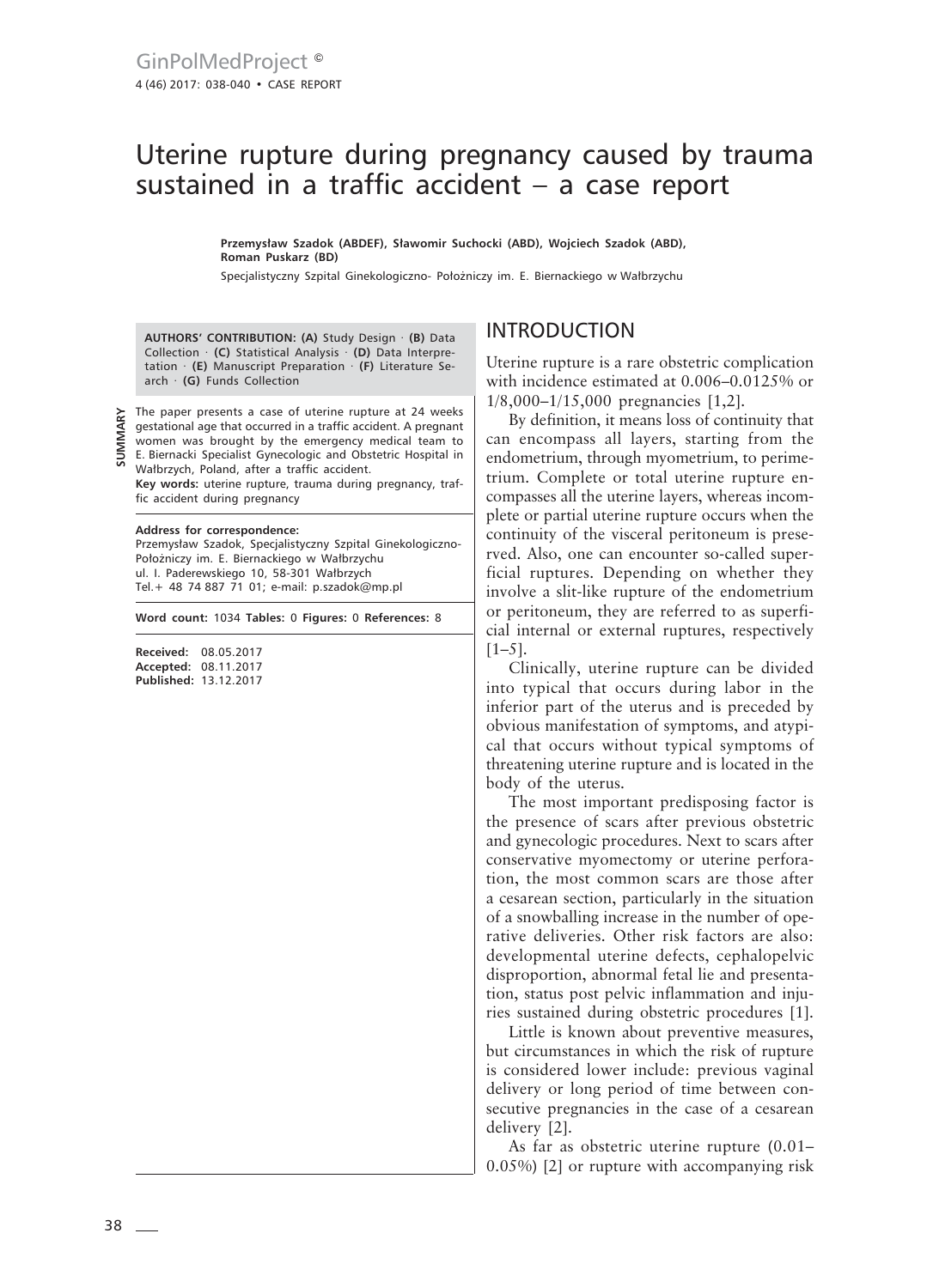# Uterine rupture during pregnancy caused by trauma sustained in a traffic accident – a case report

**Przemysław Szadok (ABDEF), Sławomir Suchocki (ABD), Wojciech Szadok (ABD), Roman Puskarz (BD)**

Specjalistyczny Szpital Ginekologiczno- Położniczy im. E. Biernackiego w Wałbrzychu

**AUTHORS' CONTRIBUTION: (A)** Study Design · **(B)** Data Collection · **(C)** Statistical Analysis · **(D)** Data Interpretation · **(E)** Manuscript Preparation · **(F)** Literature Search · **(G)** Funds Collection

**SUMMARY**

The paper presents a case of uterine rupture at 24 weeks gestational age that occurred in a traffic accident. A pregnant women was brought by the emergency medical team to E. Biernacki Specialist Gynecologic and Obstetric Hospital in Wałbrzych, Poland, after a traffic accident.

**Key words:** uterine rupture, trauma during pregnancy, traffic accident during pregnancy

**Address for correspondence:**
Przemysław Szadok, Specjalistyczny Szpital Ginekologiczno-Położniczy im. E. Biernackiego w Wałbrzychu
ul. I. Paderewskiego 10, 58-301 Wałbrzych
Tel.+ 48 74 887 71 01; e-mail: p.szadok@mp.pl

**Word count:** 1034 **Tables:** 0 **Figures:** 0 **References:** 8

**Received:** 08.05.2017
**Accepted:** 08.11.2017
**Published:** 13.12.2017

## INTRODUCTION

Uterine rupture is a rare obstetric complication with incidence estimated at 0.006–0.0125% or 1/8,000–1/15,000 pregnancies [1,2].

By definition, it means loss of continuity that can encompass all layers, starting from the endometrium, through myometrium, to perimetrium. Complete or total uterine rupture encompasses all the uterine layers, whereas incomplete or partial uterine rupture occurs when the continuity of the visceral peritoneum is preserved. Also, one can encounter so-called superficial ruptures. Depending on whether they involve a slit-like rupture of the endometrium or peritoneum, they are referred to as superficial internal or external ruptures, respectively [1–5].

Clinically, uterine rupture can be divided into typical that occurs during labor in the inferior part of the uterus and is preceded by obvious manifestation of symptoms, and atypical that occurs without typical symptoms of threatening uterine rupture and is located in the body of the uterus.

The most important predisposing factor is the presence of scars after previous obstetric and gynecologic procedures. Next to scars after conservative myomectomy or uterine perforation, the most common scars are those after a cesarean section, particularly in the situation of a snowballing increase in the number of operative deliveries. Other risk factors are also: developmental uterine defects, cephalopelvic disproportion, abnormal fetal lie and presentation, status post pelvic inflammation and injuries sustained during obstetric procedures [1].

Little is known about preventive measures, but circumstances in which the risk of rupture is considered lower include: previous vaginal delivery or long period of time between consecutive pregnancies in the case of a cesarean delivery [2].

As far as obstetric uterine rupture (0.01–0.05%) [2] or rupture with accompanying risk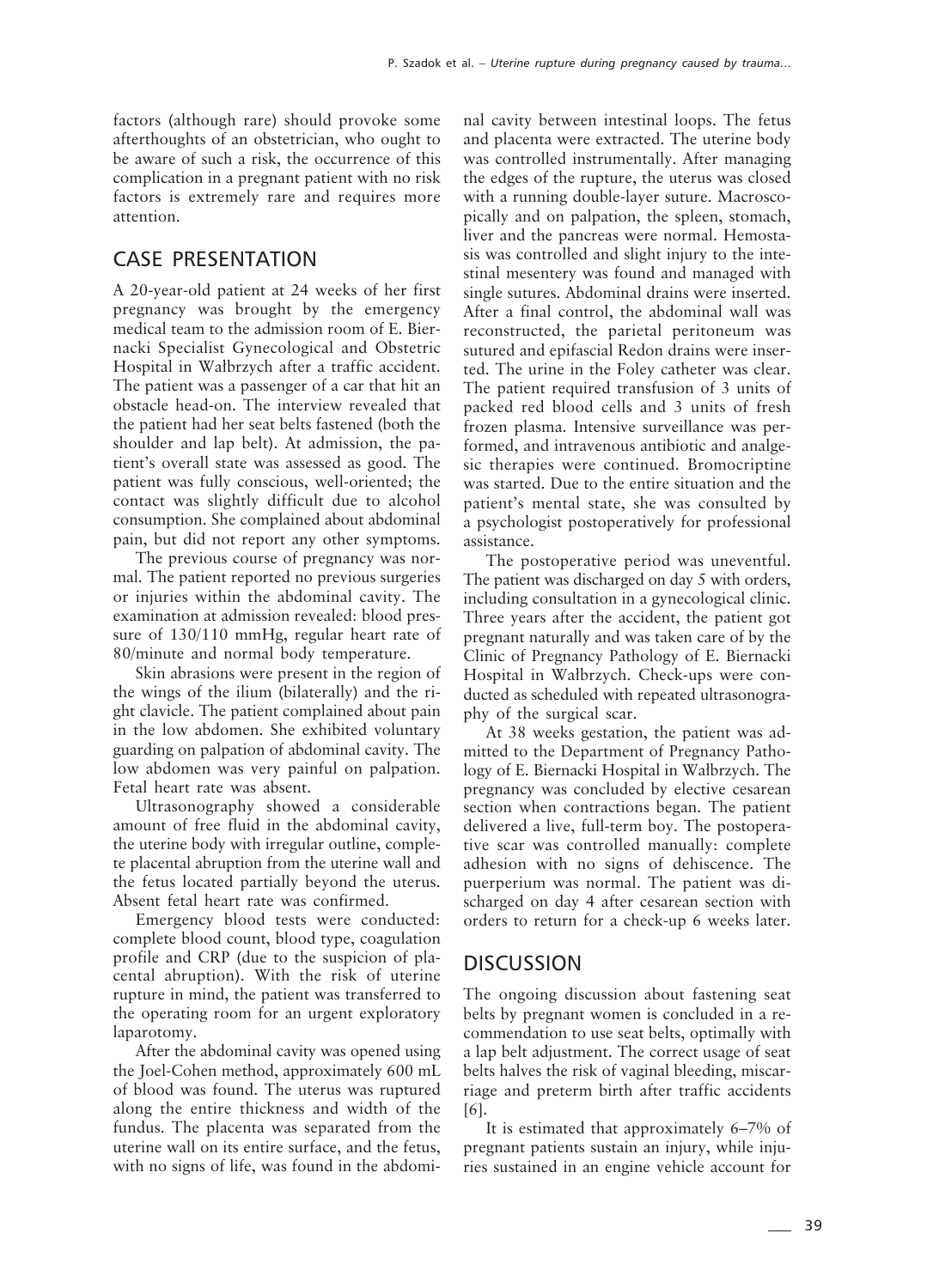factors (although rare) should provoke some afterthoughts of an obstetrician, who ought to be aware of such a risk, the occurrence of this complication in a pregnant patient with no risk factors is extremely rare and requires more attention.

## CASE PRESENTATION

A 20-year-old patient at 24 weeks of her first pregnancy was brought by the emergency medical team to the admission room of E. Biernacki Specialist Gynecological and Obstetric Hospital in Wałbrzych after a traffic accident. The patient was a passenger of a car that hit an obstacle head-on. The interview revealed that the patient had her seat belts fastened (both the shoulder and lap belt). At admission, the patient's overall state was assessed as good. The patient was fully conscious, well-oriented; the contact was slightly difficult due to alcohol consumption. She complained about abdominal pain, but did not report any other symptoms.

The previous course of pregnancy was normal. The patient reported no previous surgeries or injuries within the abdominal cavity. The examination at admission revealed: blood pressure of 130/110 mmHg, regular heart rate of 80/minute and normal body temperature.

Skin abrasions were present in the region of the wings of the ilium (bilaterally) and the right clavicle. The patient complained about pain in the low abdomen. She exhibited voluntary guarding on palpation of abdominal cavity. The low abdomen was very painful on palpation. Fetal heart rate was absent.

Ultrasonography showed a considerable amount of free fluid in the abdominal cavity, the uterine body with irregular outline, complete placental abruption from the uterine wall and the fetus located partially beyond the uterus. Absent fetal heart rate was confirmed.

Emergency blood tests were conducted: complete blood count, blood type, coagulation profile and CRP (due to the suspicion of placental abruption). With the risk of uterine rupture in mind, the patient was transferred to the operating room for an urgent exploratory laparotomy.

After the abdominal cavity was opened using the Joel-Cohen method, approximately 600 mL of blood was found. The uterus was ruptured along the entire thickness and width of the fundus. The placenta was separated from the uterine wall on its entire surface, and the fetus, with no signs of life, was found in the abdominal cavity between intestinal loops. The fetus and placenta were extracted. The uterine body was controlled instrumentally. After managing the edges of the rupture, the uterus was closed with a running double-layer suture. Macroscopically and on palpation, the spleen, stomach, liver and the pancreas were normal. Hemostasis was controlled and slight injury to the intestinal mesentery was found and managed with single sutures. Abdominal drains were inserted. After a final control, the abdominal wall was reconstructed, the parietal peritoneum was sutured and epifascial Redon drains were inserted. The urine in the Foley catheter was clear. The patient required transfusion of 3 units of packed red blood cells and 3 units of fresh frozen plasma. Intensive surveillance was performed, and intravenous antibiotic and analgesic therapies were continued. Bromocriptine was started. Due to the entire situation and the patient's mental state, she was consulted by a psychologist postoperatively for professional assistance.

The postoperative period was uneventful. The patient was discharged on day 5 with orders, including consultation in a gynecological clinic. Three years after the accident, the patient got pregnant naturally and was taken care of by the Clinic of Pregnancy Pathology of E. Biernacki Hospital in Wałbrzych. Check-ups were conducted as scheduled with repeated ultrasonography of the surgical scar.

At 38 weeks gestation, the patient was admitted to the Department of Pregnancy Pathology of E. Biernacki Hospital in Wałbrzych. The pregnancy was concluded by elective cesarean section when contractions began. The patient delivered a live, full-term boy. The postoperative scar was controlled manually: complete adhesion with no signs of dehiscence. The puerperium was normal. The patient was discharged on day 4 after cesarean section with orders to return for a check-up 6 weeks later.

## DISCUSSION

The ongoing discussion about fastening seat belts by pregnant women is concluded in a recommendation to use seat belts, optimally with a lap belt adjustment. The correct usage of seat belts halves the risk of vaginal bleeding, miscarriage and preterm birth after traffic accidents [6].

It is estimated that approximately 6–7% of pregnant patients sustain an injury, while injuries sustained in an engine vehicle account for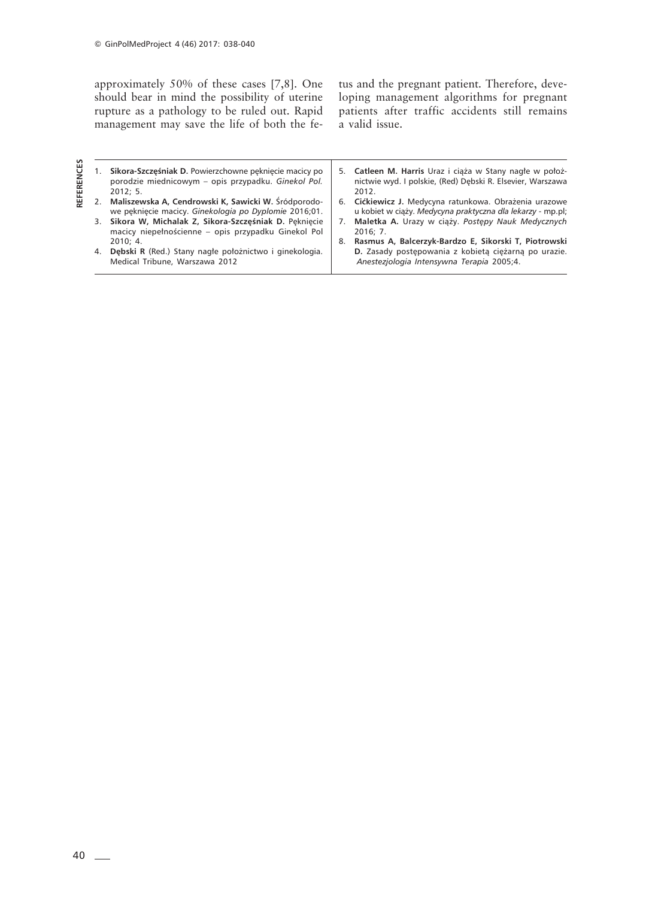approximately 50% of these cases [7,8]. One should bear in mind the possibility of uterine rupture as a pathology to be ruled out. Rapid management may save the life of both the fetus and the pregnant patient. Therefore, developing management algorithms for pregnant patients after traffic accidents still remains a valid issue.

## REFERENCES

1. **Sikora-Szczęśniak D.** Powierzchowne pęknięcie macicy po porodzie miednicowym – opis przypadku. *Ginekol Pol.* 2012; 5.
2. **Maliszewska A, Cendrowski K, Sawicki W.** Śródporodowe pęknięcie macicy. *Ginekologia po Dyplomie* 2016;01.
3. **Sikora W, Michalak Z, Sikora-Szczęśniak D.** Pęknięcie macicy niepełnościenne – opis przypadku Ginekol Pol 2010; 4.
4. **Dębski R** (Red.) Stany nagłe położnictwo i ginekologia. Medical Tribune, Warszawa 2012
5. **Catleen M. Harris** Uraz i ciąża w Stany nagłe w położnictwie wyd. I polskie, (Red) Dębski R. Elsevier, Warszawa 2012.
6. **Cićkiewicz J.** Medycyna ratunkowa. Obrażenia urazowe u kobiet w ciąży. *Medycyna praktyczna dla lekarzy* - mp.pl;
7. **Maletka A.** Urazy w ciąży. *Postępy Nauk Medycznych* 2016; 7.
8. **Rasmus A, Balcerzyk-Bardzo E, Sikorski T, Piotrowski D.** Zasady postępowania z kobietą ciężarną po urazie. *Anestezjologia Intensywna Terapia* 2005;4.